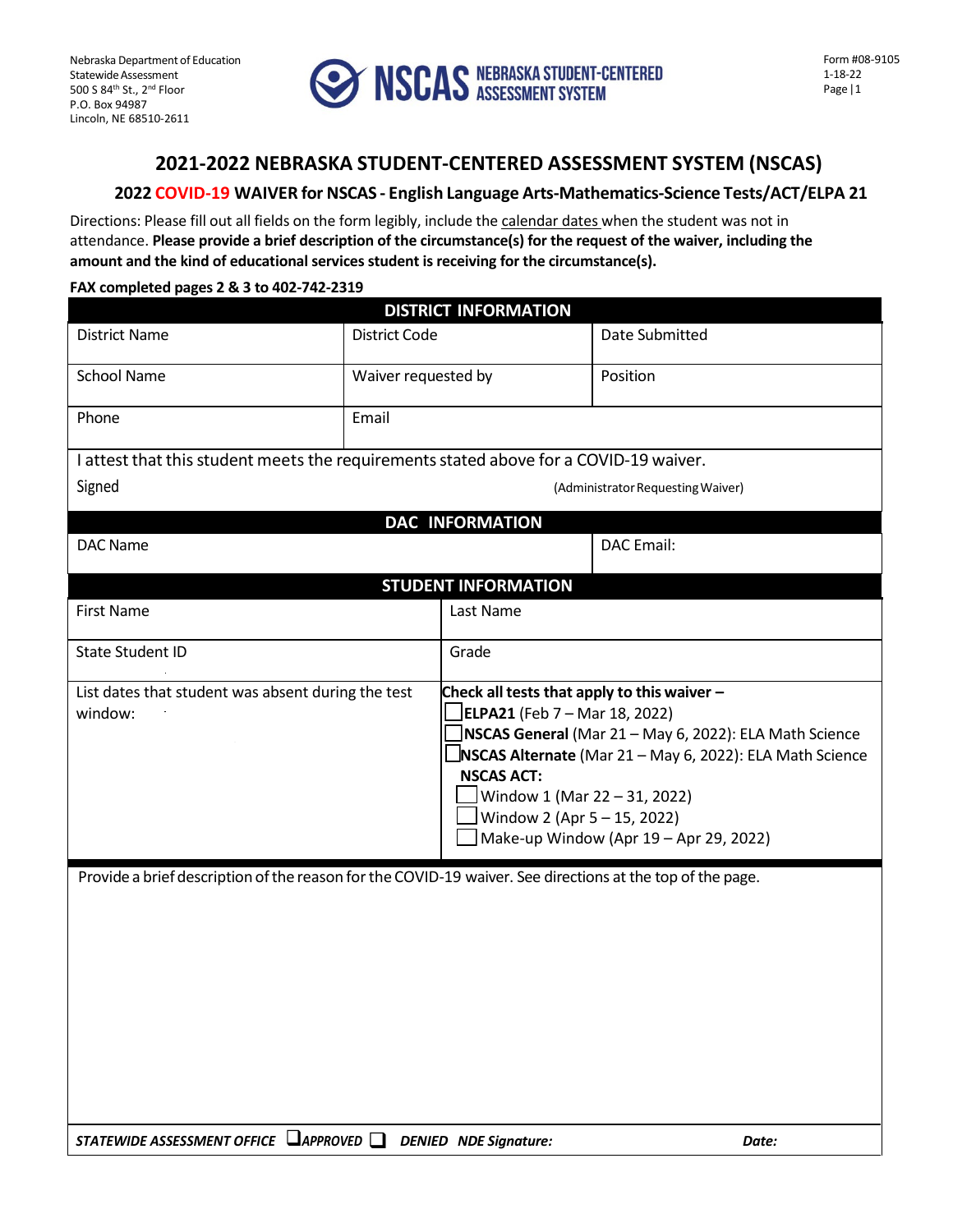Nebraska Department of Education
Statewide Assessment
500 S 84th St., 2nd Floor
P.O. Box 94987
Lincoln, NE 68510-2611

NSCAS NEBRASKA STUDENT-CENTERED ASSESSMENT SYSTEM

Form #08-9105
1-18-22

# 2021-2022 NEBRASKA STUDENT-CENTERED ASSESSMENT SYSTEM (NSCAS)

## 2022 COVID-19 WAIVER for NSCAS - English Language Arts-Mathematics-Science Tests/ACT/ELPA 21

Directions: Please fill out all fields on the form legibly, include the calendar dates when the student was not in attendance. **Please provide a brief description of the circumstance(s) for the request of the waiver, including the amount and the kind of educational services student is receiving for the circumstance(s).**

**FAX completed pages 2 & 3 to 402-742-2319**

| **DISTRICT INFORMATION** | | |
|---|---|---|
| District Name | District Code | Date Submitted |
| School Name | Waiver requested by | Position |
| Phone | Email | |
| I attest that this student meets the requirements stated above for a COVID-19 waiver. | | |
| Signed | | (Administrator Requesting Waiver) |

| **DAC INFORMATION** | |
|---|---|
| DAC Name | DAC Email: |

| **STUDENT INFORMATION** | |
|---|---|
| First Name | Last Name |
| State Student ID | Grade |
| List dates that student was absent during the test window: | **Check all tests that apply to this waiver –**<br>☐ **ELPA21** (Feb 7 – Mar 18, 2022)<br>☐ **NSCAS General** (Mar 21 – May 6, 2022): ELA Math Science<br>☐ **NSCAS Alternate** (Mar 21 – May 6, 2022): ELA Math Science<br>**NSCAS ACT:**<br>☐ Window 1 (Mar 22 – 31, 2022)<br>☐ Window 2 (Apr 5 – 15, 2022)<br>☐ Make-up Window (Apr 19 – Apr 29, 2022) |

Provide a brief description of the reason for the COVID-19 waiver. See directions at the top of the page.

***STATEWIDE ASSESSMENT OFFICE*** ☐ ***APPROVED*** ☐ ***DENIED NDE Signature:*** ***Date:***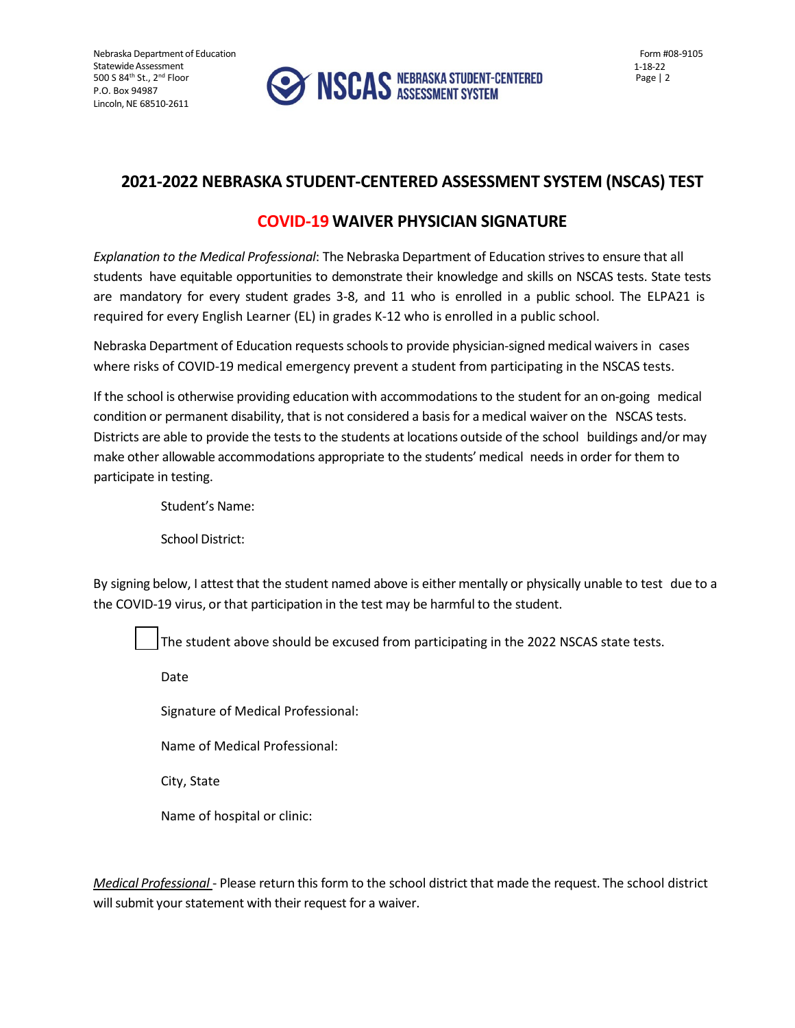## 2021-2022 NEBRASKA STUDENT-CENTERED ASSESSMENT SYSTEM (NSCAS) TEST

## COVID-19 WAIVER PHYSICIAN SIGNATURE

*Explanation to the Medical Professional*: The Nebraska Department of Education strives to ensure that all students have equitable opportunities to demonstrate their knowledge and skills on NSCAS tests. State tests are mandatory for every student grades 3-8, and 11 who is enrolled in a public school. The ELPA21 is required for every English Learner (EL) in grades K-12 who is enrolled in a public school.

Nebraska Department of Education requests schools to provide physician-signed medical waivers in cases where risks of COVID-19 medical emergency prevent a student from participating in the NSCAS tests.

If the school is otherwise providing education with accommodations to the student for an on-going medical condition or permanent disability, that is not considered a basis for a medical waiver on the NSCAS tests. Districts are able to provide the tests to the students at locations outside of the school buildings and/or may make other allowable accommodations appropriate to the students' medical needs in order for them to participate in testing.

Student's Name:

School District:

By signing below, I attest that the student named above is either mentally or physically unable to test due to a the COVID-19 virus, or that participation in the test may be harmful to the student.

☐ The student above should be excused from participating in the 2022 NSCAS state tests.

Date

Signature of Medical Professional:

Name of Medical Professional:

City, State

Name of hospital or clinic:

*Medical Professional* - Please return this form to the school district that made the request. The school district will submit your statement with their request for a waiver.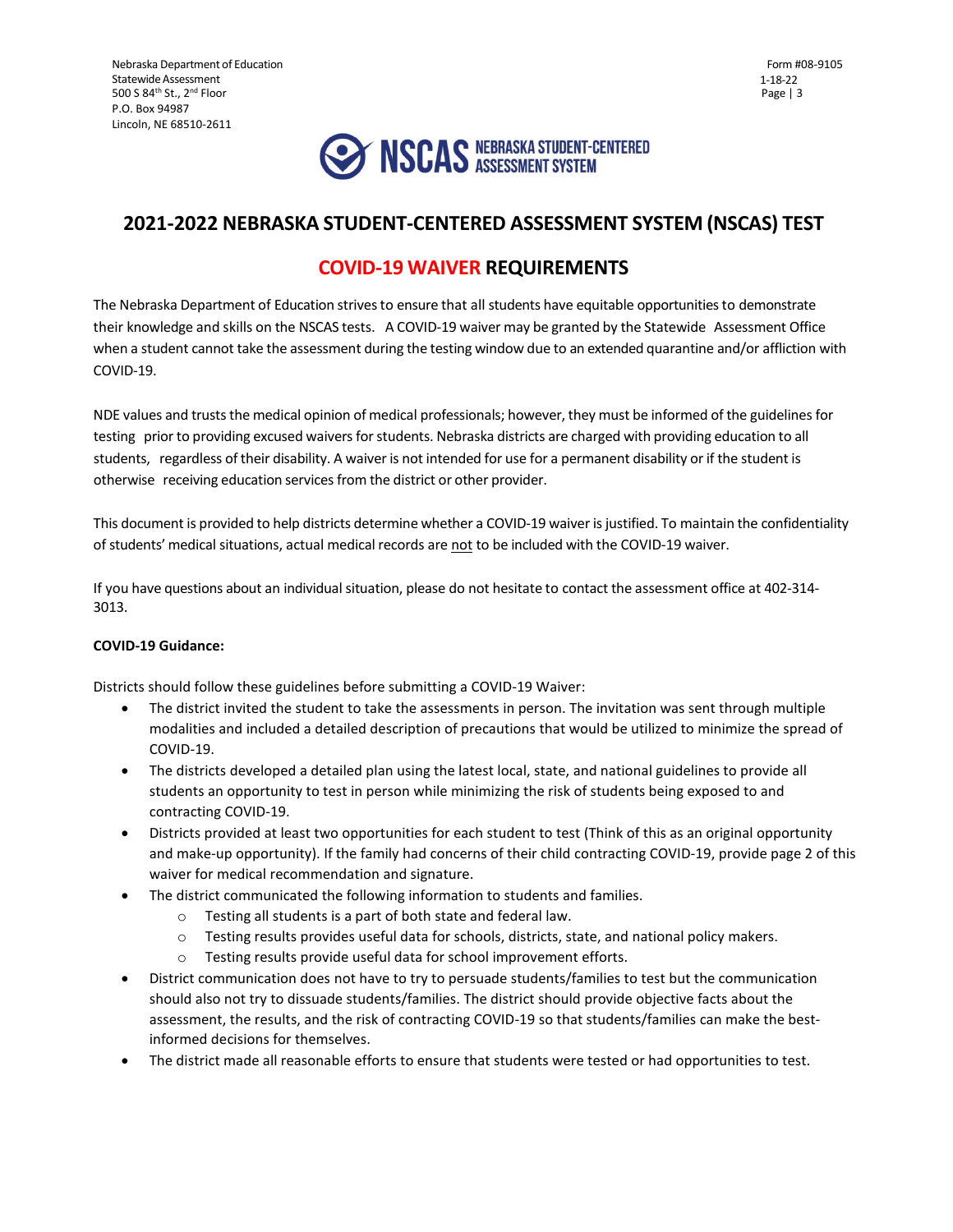Nebraska Department of Education
Statewide Assessment
500 S 84th St., 2nd Floor
P.O. Box 94987
Lincoln, NE 68510-2611

Form #08-9105
1-18-22

NSCAS NEBRASKA STUDENT-CENTERED ASSESSMENT SYSTEM

# 2021-2022 NEBRASKA STUDENT-CENTERED ASSESSMENT SYSTEM (NSCAS) TEST

## COVID-19 WAIVER REQUIREMENTS

The Nebraska Department of Education strives to ensure that all students have equitable opportunities to demonstrate their knowledge and skills on the NSCAS tests. A COVID-19 waiver may be granted by the Statewide Assessment Office when a student cannot take the assessment during the testing window due to an extended quarantine and/or affliction with COVID-19.

NDE values and trusts the medical opinion of medical professionals; however, they must be informed of the guidelines for testing prior to providing excused waivers for students. Nebraska districts are charged with providing education to all students, regardless of their disability. A waiver is not intended for use for a permanent disability or if the student is otherwise receiving education services from the district or other provider.

This document is provided to help districts determine whether a COVID-19 waiver is justified. To maintain the confidentiality of students' medical situations, actual medical records are not to be included with the COVID-19 waiver.

If you have questions about an individual situation, please do not hesitate to contact the assessment office at 402-314-3013.

**COVID-19 Guidance:**

Districts should follow these guidelines before submitting a COVID-19 Waiver:

- The district invited the student to take the assessments in person. The invitation was sent through multiple modalities and included a detailed description of precautions that would be utilized to minimize the spread of COVID-19.
- The districts developed a detailed plan using the latest local, state, and national guidelines to provide all students an opportunity to test in person while minimizing the risk of students being exposed to and contracting COVID-19.
- Districts provided at least two opportunities for each student to test (Think of this as an original opportunity and make-up opportunity). If the family had concerns of their child contracting COVID-19, provide page 2 of this waiver for medical recommendation and signature.
- The district communicated the following information to students and families.
  - Testing all students is a part of both state and federal law.
  - Testing results provides useful data for schools, districts, state, and national policy makers.
  - Testing results provide useful data for school improvement efforts.
- District communication does not have to try to persuade students/families to test but the communication should also not try to dissuade students/families. The district should provide objective facts about the assessment, the results, and the risk of contracting COVID-19 so that students/families can make the best-informed decisions for themselves.
- The district made all reasonable efforts to ensure that students were tested or had opportunities to test.